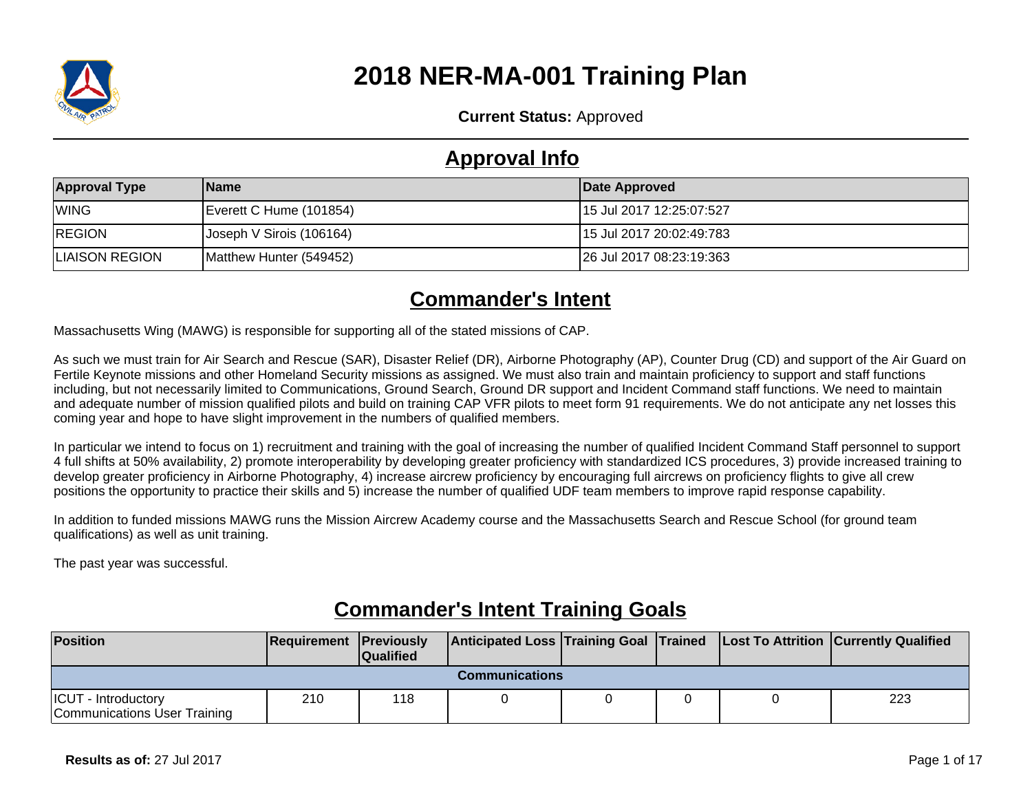# 2018 NER-MA-001 Training Plan

**Current Status:** Approved

## Approval Info

| Approval Type | Name | Date Approved |
|---|---|---|
| WING | Everett C Hume (101854) | 15 Jul 2017 12:25:07:527 |
| REGION | Joseph V Sirois (106164) | 15 Jul 2017 20:02:49:783 |
| LIAISON REGION | Matthew Hunter (549452) | 26 Jul 2017 08:23:19:363 |

## Commander's Intent

Massachusetts Wing (MAWG) is responsible for supporting all of the stated missions of CAP.

As such we must train for Air Search and Rescue (SAR), Disaster Relief (DR), Airborne Photography (AP), Counter Drug (CD) and support of the Air Guard on Fertile Keynote missions and other Homeland Security missions as assigned. We must also train and maintain proficiency to support and staff functions including, but not necessarily limited to Communications, Ground Search, Ground DR support and Incident Command staff functions. We need to maintain and adequate number of mission qualified pilots and build on training CAP VFR pilots to meet form 91 requirements. We do not anticipate any net losses this coming year and hope to have slight improvement in the numbers of qualified members.

In particular we intend to focus on 1) recruitment and training with the goal of increasing the number of qualified Incident Command Staff personnel to support 4 full shifts at 50% availability, 2) promote interoperability by developing greater proficiency with standardized ICS procedures, 3) provide increased training to develop greater proficiency in Airborne Photography, 4) increase aircrew proficiency by encouraging full aircrews on proficiency flights to give all crew positions the opportunity to practice their skills and 5) increase the number of qualified UDF team members to improve rapid response capability.

In addition to funded missions MAWG runs the Mission Aircrew Academy course and the Massachusetts Search and Rescue School (for ground team qualifications) as well as unit training.

The past year was successful.

## Commander's Intent Training Goals

| Position | Requirement | Previously Qualified | Anticipated Loss | Training Goal | Trained | Lost To Attrition | Currently Qualified |
|---|---|---|---|---|---|---|---|
| **Communications** | | | | | | | |
| ICUT - Introductory Communications User Training | 210 | 118 | 0 | 0 | 0 | 0 | 223 |

**Results as of:** 27 Jul 2017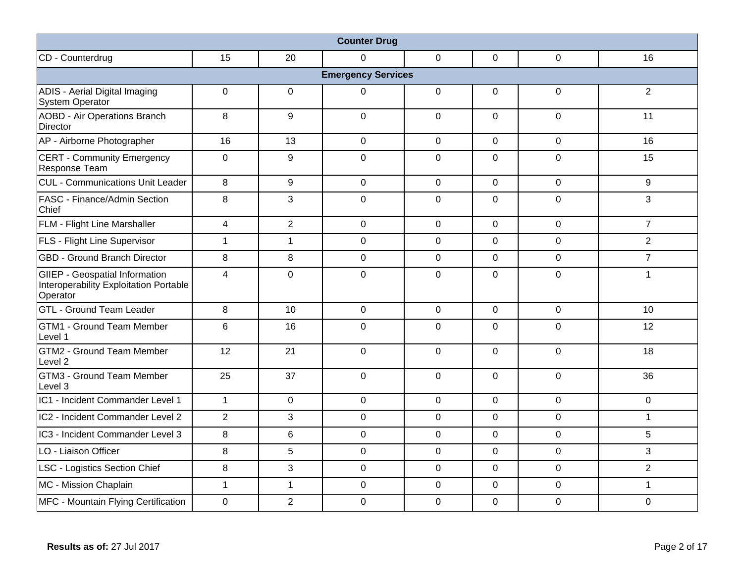| Counter Drug | | | | | | | |
|---|---|---|---|---|---|---|---|
| CD - Counterdrug | 15 | 20 | 0 | 0 | 0 | 0 | 16 |
| **Emergency Services** | | | | | | | |
| ADIS - Aerial Digital Imaging System Operator | 0 | 0 | 0 | 0 | 0 | 0 | 2 |
| AOBD - Air Operations Branch Director | 8 | 9 | 0 | 0 | 0 | 0 | 11 |
| AP - Airborne Photographer | 16 | 13 | 0 | 0 | 0 | 0 | 16 |
| CERT - Community Emergency Response Team | 0 | 9 | 0 | 0 | 0 | 0 | 15 |
| CUL - Communications Unit Leader | 8 | 9 | 0 | 0 | 0 | 0 | 9 |
| FASC - Finance/Admin Section Chief | 8 | 3 | 0 | 0 | 0 | 0 | 3 |
| FLM - Flight Line Marshaller | 4 | 2 | 0 | 0 | 0 | 0 | 7 |
| FLS - Flight Line Supervisor | 1 | 1 | 0 | 0 | 0 | 0 | 2 |
| GBD - Ground Branch Director | 8 | 8 | 0 | 0 | 0 | 0 | 7 |
| GIIEP - Geospatial Information Interoperability Exploitation Portable Operator | 4 | 0 | 0 | 0 | 0 | 0 | 1 |
| GTL - Ground Team Leader | 8 | 10 | 0 | 0 | 0 | 0 | 10 |
| GTM1 - Ground Team Member Level 1 | 6 | 16 | 0 | 0 | 0 | 0 | 12 |
| GTM2 - Ground Team Member Level 2 | 12 | 21 | 0 | 0 | 0 | 0 | 18 |
| GTM3 - Ground Team Member Level 3 | 25 | 37 | 0 | 0 | 0 | 0 | 36 |
| IC1 - Incident Commander Level 1 | 1 | 0 | 0 | 0 | 0 | 0 | 0 |
| IC2 - Incident Commander Level 2 | 2 | 3 | 0 | 0 | 0 | 0 | 1 |
| IC3 - Incident Commander Level 3 | 8 | 6 | 0 | 0 | 0 | 0 | 5 |
| LO - Liaison Officer | 8 | 5 | 0 | 0 | 0 | 0 | 3 |
| LSC - Logistics Section Chief | 8 | 3 | 0 | 0 | 0 | 0 | 2 |
| MC - Mission Chaplain | 1 | 1 | 0 | 0 | 0 | 0 | 1 |
| MFC - Mountain Flying Certification | 0 | 2 | 0 | 0 | 0 | 0 | 0 |

**Results as of:** 27 Jul 2017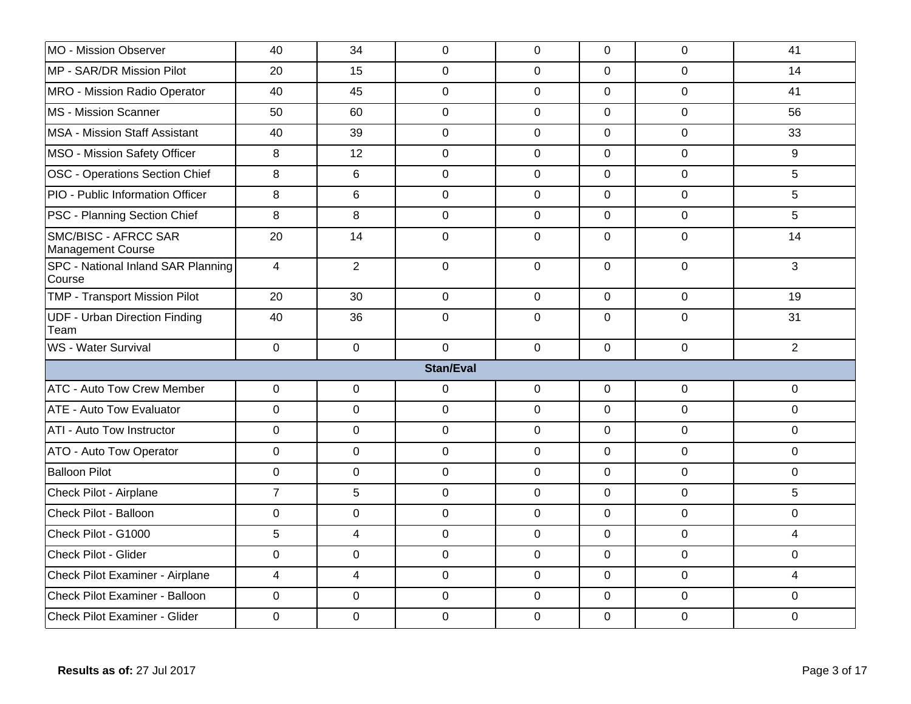| | | | | | | | |
|---|---|---|---|---|---|---|---|
| MO - Mission Observer | 40 | 34 | 0 | 0 | 0 | 0 | 41 |
| MP - SAR/DR Mission Pilot | 20 | 15 | 0 | 0 | 0 | 0 | 14 |
| MRO - Mission Radio Operator | 40 | 45 | 0 | 0 | 0 | 0 | 41 |
| MS - Mission Scanner | 50 | 60 | 0 | 0 | 0 | 0 | 56 |
| MSA - Mission Staff Assistant | 40 | 39 | 0 | 0 | 0 | 0 | 33 |
| MSO - Mission Safety Officer | 8 | 12 | 0 | 0 | 0 | 0 | 9 |
| OSC - Operations Section Chief | 8 | 6 | 0 | 0 | 0 | 0 | 5 |
| PIO - Public Information Officer | 8 | 6 | 0 | 0 | 0 | 0 | 5 |
| PSC - Planning Section Chief | 8 | 8 | 0 | 0 | 0 | 0 | 5 |
| SMC/BISC - AFRCC SAR Management Course | 20 | 14 | 0 | 0 | 0 | 0 | 14 |
| SPC - National Inland SAR Planning Course | 4 | 2 | 0 | 0 | 0 | 0 | 3 |
| TMP - Transport Mission Pilot | 20 | 30 | 0 | 0 | 0 | 0 | 19 |
| UDF - Urban Direction Finding Team | 40 | 36 | 0 | 0 | 0 | 0 | 31 |
| WS - Water Survival | 0 | 0 | 0 | 0 | 0 | 0 | 2 |
| **Stan/Eval** | | | | | | | |
| ATC - Auto Tow Crew Member | 0 | 0 | 0 | 0 | 0 | 0 | 0 |
| ATE - Auto Tow Evaluator | 0 | 0 | 0 | 0 | 0 | 0 | 0 |
| ATI - Auto Tow Instructor | 0 | 0 | 0 | 0 | 0 | 0 | 0 |
| ATO - Auto Tow Operator | 0 | 0 | 0 | 0 | 0 | 0 | 0 |
| Balloon Pilot | 0 | 0 | 0 | 0 | 0 | 0 | 0 |
| Check Pilot - Airplane | 7 | 5 | 0 | 0 | 0 | 0 | 5 |
| Check Pilot - Balloon | 0 | 0 | 0 | 0 | 0 | 0 | 0 |
| Check Pilot - G1000 | 5 | 4 | 0 | 0 | 0 | 0 | 4 |
| Check Pilot - Glider | 0 | 0 | 0 | 0 | 0 | 0 | 0 |
| Check Pilot Examiner - Airplane | 4 | 4 | 0 | 0 | 0 | 0 | 4 |
| Check Pilot Examiner - Balloon | 0 | 0 | 0 | 0 | 0 | 0 | 0 |
| Check Pilot Examiner - Glider | 0 | 0 | 0 | 0 | 0 | 0 | 0 |

**Results as of:** 27 Jul 2017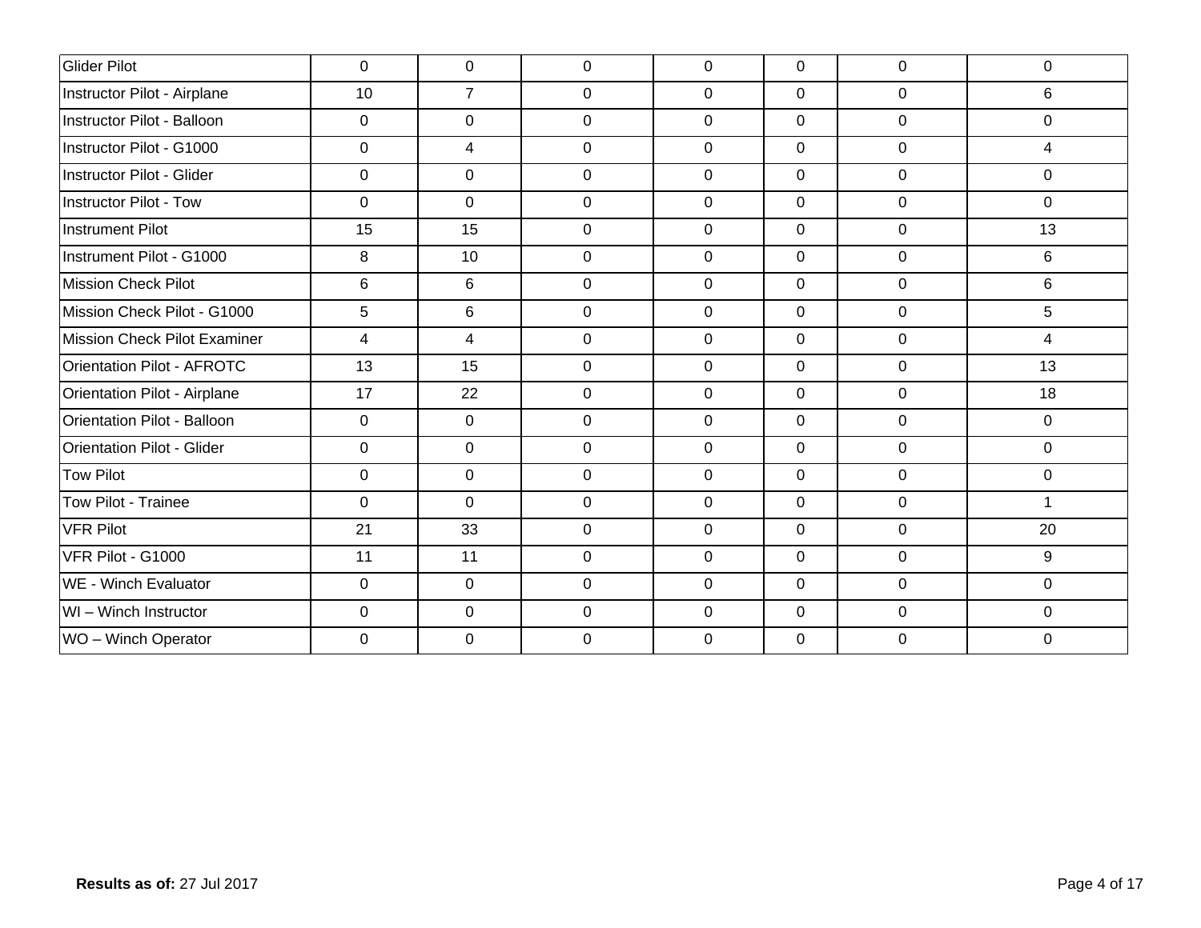| Glider Pilot | 0 | 0 | 0 | 0 | 0 | 0 | 0 |
|---|---|---|---|---|---|---|---|
| Instructor Pilot - Airplane | 10 | 7 | 0 | 0 | 0 | 0 | 6 |
| Instructor Pilot - Balloon | 0 | 0 | 0 | 0 | 0 | 0 | 0 |
| Instructor Pilot - G1000 | 0 | 4 | 0 | 0 | 0 | 0 | 4 |
| Instructor Pilot - Glider | 0 | 0 | 0 | 0 | 0 | 0 | 0 |
| Instructor Pilot - Tow | 0 | 0 | 0 | 0 | 0 | 0 | 0 |
| Instrument Pilot | 15 | 15 | 0 | 0 | 0 | 0 | 13 |
| Instrument Pilot - G1000 | 8 | 10 | 0 | 0 | 0 | 0 | 6 |
| Mission Check Pilot | 6 | 6 | 0 | 0 | 0 | 0 | 6 |
| Mission Check Pilot - G1000 | 5 | 6 | 0 | 0 | 0 | 0 | 5 |
| Mission Check Pilot Examiner | 4 | 4 | 0 | 0 | 0 | 0 | 4 |
| Orientation Pilot - AFROTC | 13 | 15 | 0 | 0 | 0 | 0 | 13 |
| Orientation Pilot - Airplane | 17 | 22 | 0 | 0 | 0 | 0 | 18 |
| Orientation Pilot - Balloon | 0 | 0 | 0 | 0 | 0 | 0 | 0 |
| Orientation Pilot - Glider | 0 | 0 | 0 | 0 | 0 | 0 | 0 |
| Tow Pilot | 0 | 0 | 0 | 0 | 0 | 0 | 0 |
| Tow Pilot - Trainee | 0 | 0 | 0 | 0 | 0 | 0 | 1 |
| VFR Pilot | 21 | 33 | 0 | 0 | 0 | 0 | 20 |
| VFR Pilot - G1000 | 11 | 11 | 0 | 0 | 0 | 0 | 9 |
| WE - Winch Evaluator | 0 | 0 | 0 | 0 | 0 | 0 | 0 |
| WI – Winch Instructor | 0 | 0 | 0 | 0 | 0 | 0 | 0 |
| WO – Winch Operator | 0 | 0 | 0 | 0 | 0 | 0 | 0 |

**Results as of:** 27 Jul 2017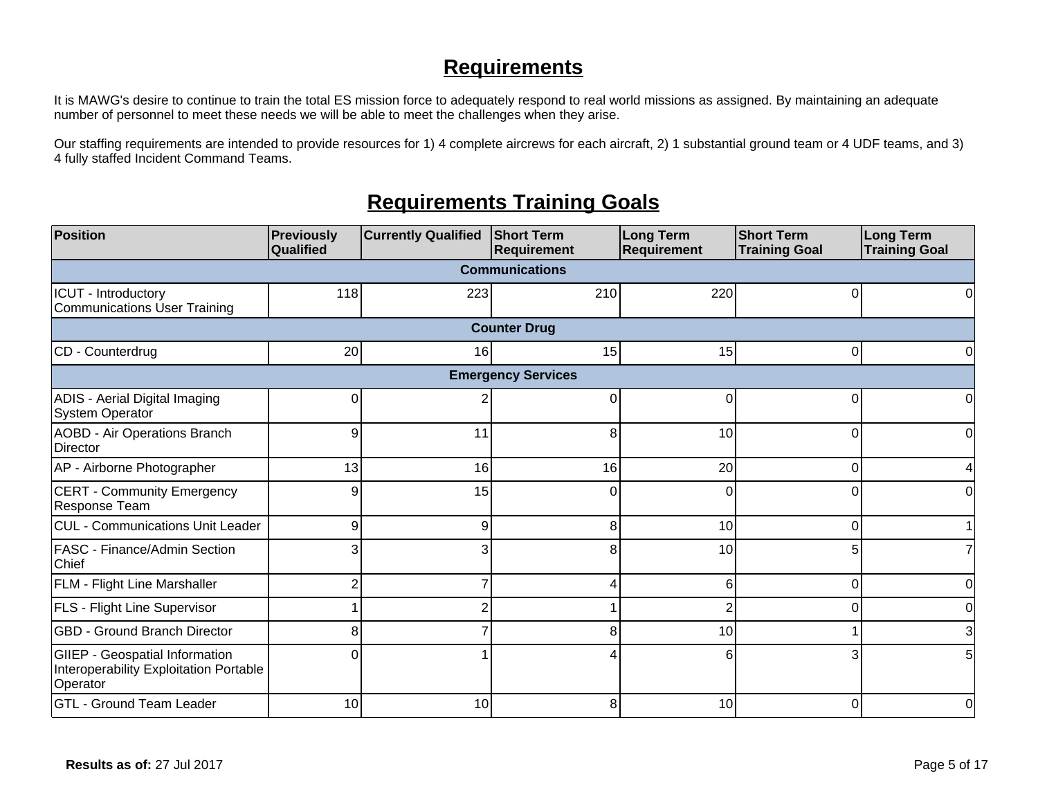# Requirements

It is MAWG's desire to continue to train the total ES mission force to adequately respond to real world missions as assigned. By maintaining an adequate number of personnel to meet these needs we will be able to meet the challenges when they arise.

Our staffing requirements are intended to provide resources for 1) 4 complete aircrews for each aircraft, 2) 1 substantial ground team or 4 UDF teams, and 3) 4 fully staffed Incident Command Teams.

# Requirements Training Goals

| Position | Previously Qualified | Currently Qualified | Short Term Requirement | Long Term Requirement | Short Term Training Goal | Long Term Training Goal |
|---|---|---|---|---|---|---|
| **Communications** | | | | | | |
| ICUT - Introductory Communications User Training | 118 | 223 | 210 | 220 | 0 | 0 |
| **Counter Drug** | | | | | | |
| CD - Counterdrug | 20 | 16 | 15 | 15 | 0 | 0 |
| **Emergency Services** | | | | | | |
| ADIS - Aerial Digital Imaging System Operator | 0 | 2 | 0 | 0 | 0 | 0 |
| AOBD - Air Operations Branch Director | 9 | 11 | 8 | 10 | 0 | 0 |
| AP - Airborne Photographer | 13 | 16 | 16 | 20 | 0 | 4 |
| CERT - Community Emergency Response Team | 9 | 15 | 0 | 0 | 0 | 0 |
| CUL - Communications Unit Leader | 9 | 9 | 8 | 10 | 0 | 1 |
| FASC - Finance/Admin Section Chief | 3 | 3 | 8 | 10 | 5 | 7 |
| FLM - Flight Line Marshaller | 2 | 7 | 4 | 6 | 0 | 0 |
| FLS - Flight Line Supervisor | 1 | 2 | 1 | 2 | 0 | 0 |
| GBD - Ground Branch Director | 8 | 7 | 8 | 10 | 1 | 3 |
| GIIEP - Geospatial Information Interoperability Exploitation Portable Operator | 0 | 1 | 4 | 6 | 3 | 5 |
| GTL - Ground Team Leader | 10 | 10 | 8 | 10 | 0 | 0 |

**Results as of:** 27 Jul 2017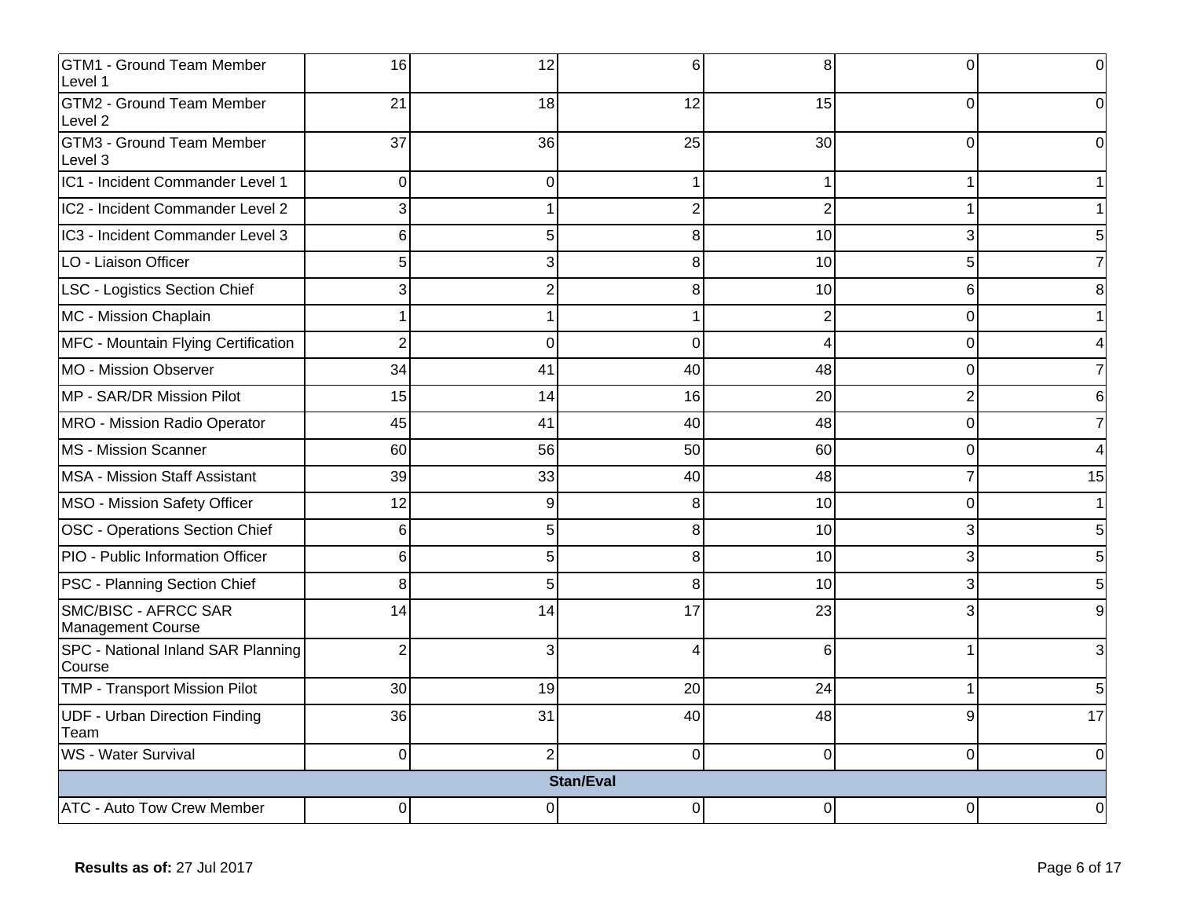| | | | | | | |
|---|---|---|---|---|---|---|
| GTM1 - Ground Team Member Level 1 | 16 | 12 | 6 | 8 | 0 | 0 |
| GTM2 - Ground Team Member Level 2 | 21 | 18 | 12 | 15 | 0 | 0 |
| GTM3 - Ground Team Member Level 3 | 37 | 36 | 25 | 30 | 0 | 0 |
| IC1 - Incident Commander Level 1 | 0 | 0 | 1 | 1 | 1 | 1 |
| IC2 - Incident Commander Level 2 | 3 | 1 | 2 | 2 | 1 | 1 |
| IC3 - Incident Commander Level 3 | 6 | 5 | 8 | 10 | 3 | 5 |
| LO - Liaison Officer | 5 | 3 | 8 | 10 | 5 | 7 |
| LSC - Logistics Section Chief | 3 | 2 | 8 | 10 | 6 | 8 |
| MC - Mission Chaplain | 1 | 1 | 1 | 2 | 0 | 1 |
| MFC - Mountain Flying Certification | 2 | 0 | 0 | 4 | 0 | 4 |
| MO - Mission Observer | 34 | 41 | 40 | 48 | 0 | 7 |
| MP - SAR/DR Mission Pilot | 15 | 14 | 16 | 20 | 2 | 6 |
| MRO - Mission Radio Operator | 45 | 41 | 40 | 48 | 0 | 7 |
| MS - Mission Scanner | 60 | 56 | 50 | 60 | 0 | 4 |
| MSA - Mission Staff Assistant | 39 | 33 | 40 | 48 | 7 | 15 |
| MSO - Mission Safety Officer | 12 | 9 | 8 | 10 | 0 | 1 |
| OSC - Operations Section Chief | 6 | 5 | 8 | 10 | 3 | 5 |
| PIO - Public Information Officer | 6 | 5 | 8 | 10 | 3 | 5 |
| PSC - Planning Section Chief | 8 | 5 | 8 | 10 | 3 | 5 |
| SMC/BISC - AFRCC SAR Management Course | 14 | 14 | 17 | 23 | 3 | 9 |
| SPC - National Inland SAR Planning Course | 2 | 3 | 4 | 6 | 1 | 3 |
| TMP - Transport Mission Pilot | 30 | 19 | 20 | 24 | 1 | 5 |
| UDF - Urban Direction Finding Team | 36 | 31 | 40 | 48 | 9 | 17 |
| WS - Water Survival | 0 | 2 | 0 | 0 | 0 | 0 |
| **Stan/Eval** | | | | | | |
| ATC - Auto Tow Crew Member | 0 | 0 | 0 | 0 | 0 | 0 |

**Results as of:** 27 Jul 2017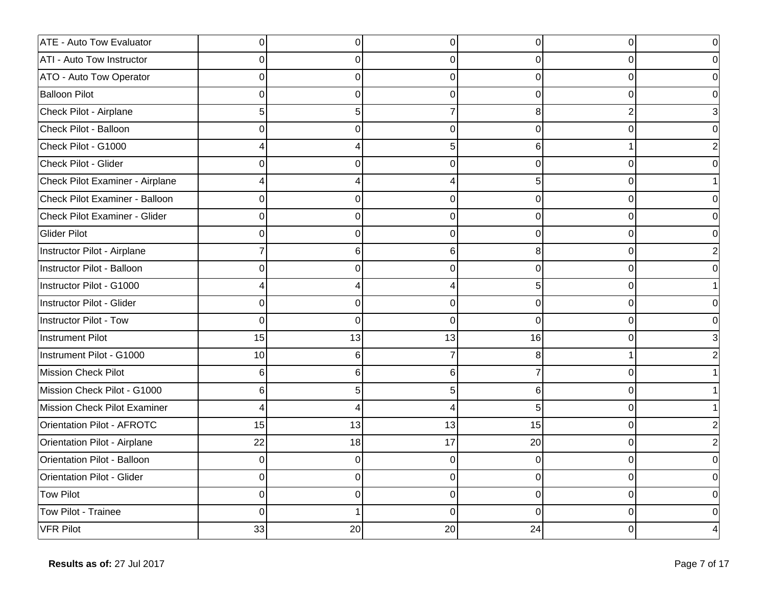| | | | | | | |
|---|---|---|---|---|---|---|
| ATE - Auto Tow Evaluator | 0 | 0 | 0 | 0 | 0 | 0 |
| ATI - Auto Tow Instructor | 0 | 0 | 0 | 0 | 0 | 0 |
| ATO - Auto Tow Operator | 0 | 0 | 0 | 0 | 0 | 0 |
| Balloon Pilot | 0 | 0 | 0 | 0 | 0 | 0 |
| Check Pilot - Airplane | 5 | 5 | 7 | 8 | 2 | 3 |
| Check Pilot - Balloon | 0 | 0 | 0 | 0 | 0 | 0 |
| Check Pilot - G1000 | 4 | 4 | 5 | 6 | 1 | 2 |
| Check Pilot - Glider | 0 | 0 | 0 | 0 | 0 | 0 |
| Check Pilot Examiner - Airplane | 4 | 4 | 4 | 5 | 0 | 1 |
| Check Pilot Examiner - Balloon | 0 | 0 | 0 | 0 | 0 | 0 |
| Check Pilot Examiner - Glider | 0 | 0 | 0 | 0 | 0 | 0 |
| Glider Pilot | 0 | 0 | 0 | 0 | 0 | 0 |
| Instructor Pilot - Airplane | 7 | 6 | 6 | 8 | 0 | 2 |
| Instructor Pilot - Balloon | 0 | 0 | 0 | 0 | 0 | 0 |
| Instructor Pilot - G1000 | 4 | 4 | 4 | 5 | 0 | 1 |
| Instructor Pilot - Glider | 0 | 0 | 0 | 0 | 0 | 0 |
| Instructor Pilot - Tow | 0 | 0 | 0 | 0 | 0 | 0 |
| Instrument Pilot | 15 | 13 | 13 | 16 | 0 | 3 |
| Instrument Pilot - G1000 | 10 | 6 | 7 | 8 | 1 | 2 |
| Mission Check Pilot | 6 | 6 | 6 | 7 | 0 | 1 |
| Mission Check Pilot - G1000 | 6 | 5 | 5 | 6 | 0 | 1 |
| Mission Check Pilot Examiner | 4 | 4 | 4 | 5 | 0 | 1 |
| Orientation Pilot - AFROTC | 15 | 13 | 13 | 15 | 0 | 2 |
| Orientation Pilot - Airplane | 22 | 18 | 17 | 20 | 0 | 2 |
| Orientation Pilot - Balloon | 0 | 0 | 0 | 0 | 0 | 0 |
| Orientation Pilot - Glider | 0 | 0 | 0 | 0 | 0 | 0 |
| Tow Pilot | 0 | 0 | 0 | 0 | 0 | 0 |
| Tow Pilot - Trainee | 0 | 1 | 0 | 0 | 0 | 0 |
| VFR Pilot | 33 | 20 | 20 | 24 | 0 | 4 |

**Results as of:** 27 Jul 2017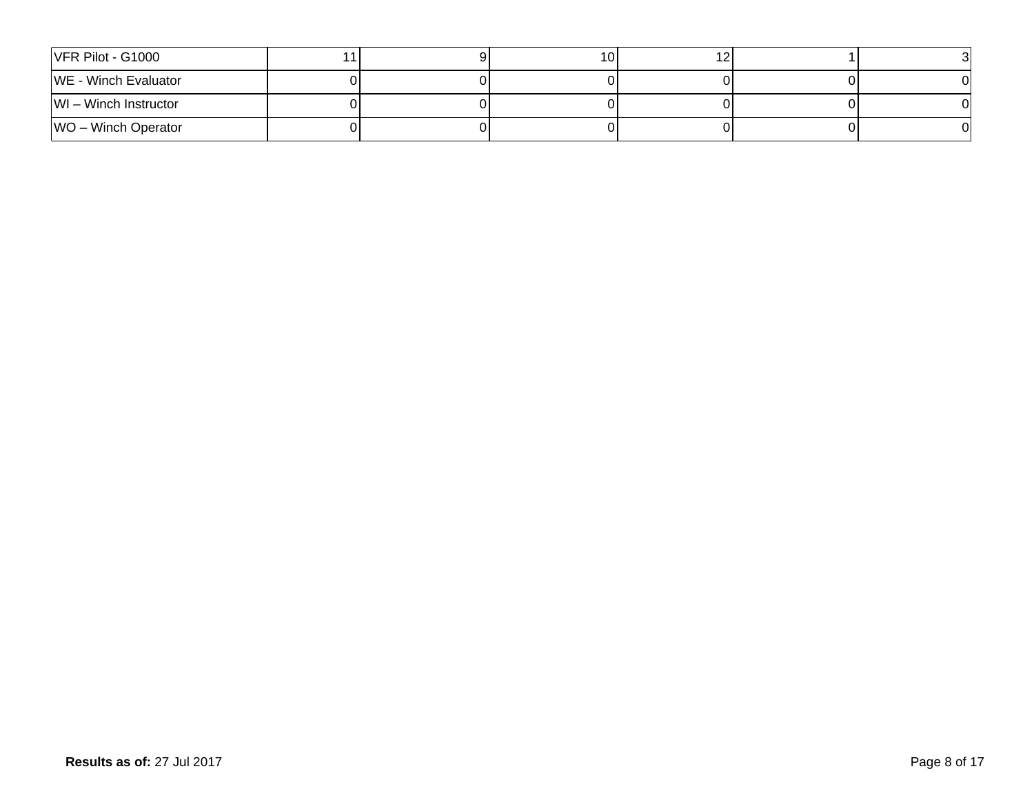| | | | | | | |
|---|---|---|---|---|---|---|
| VFR Pilot - G1000 | 11 | 9 | 10 | 12 | 1 | 3 |
| WE - Winch Evaluator | 0 | 0 | 0 | 0 | 0 | 0 |
| WI – Winch Instructor | 0 | 0 | 0 | 0 | 0 | 0 |
| WO – Winch Operator | 0 | 0 | 0 | 0 | 0 | 0 |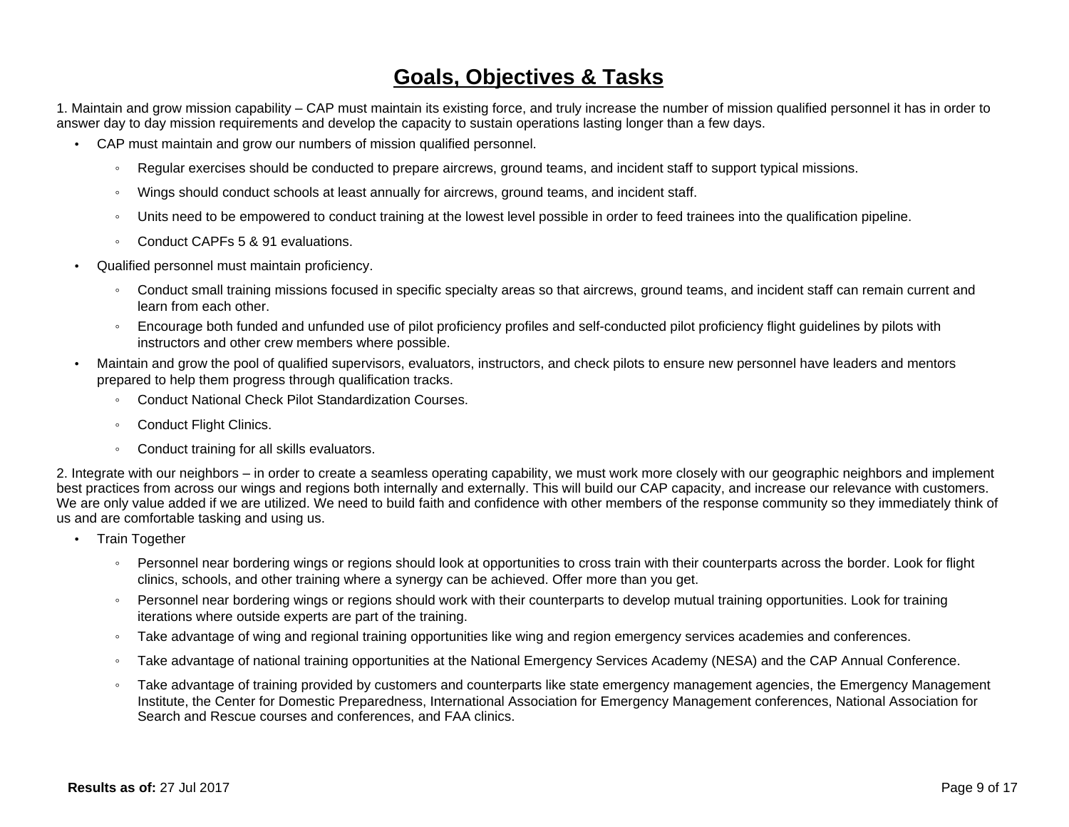# Goals, Objectives & Tasks

1. Maintain and grow mission capability – CAP must maintain its existing force, and truly increase the number of mission qualified personnel it has in order to answer day to day mission requirements and develop the capacity to sustain operations lasting longer than a few days.

- CAP must maintain and grow our numbers of mission qualified personnel.
    - Regular exercises should be conducted to prepare aircrews, ground teams, and incident staff to support typical missions.
    - Wings should conduct schools at least annually for aircrews, ground teams, and incident staff.
    - Units need to be empowered to conduct training at the lowest level possible in order to feed trainees into the qualification pipeline.
    - Conduct CAPFs 5 & 91 evaluations.
- Qualified personnel must maintain proficiency.
    - Conduct small training missions focused in specific specialty areas so that aircrews, ground teams, and incident staff can remain current and learn from each other.
    - Encourage both funded and unfunded use of pilot proficiency profiles and self-conducted pilot proficiency flight guidelines by pilots with instructors and other crew members where possible.
- Maintain and grow the pool of qualified supervisors, evaluators, instructors, and check pilots to ensure new personnel have leaders and mentors prepared to help them progress through qualification tracks.
    - Conduct National Check Pilot Standardization Courses.
    - Conduct Flight Clinics.
    - Conduct training for all skills evaluators.

2. Integrate with our neighbors – in order to create a seamless operating capability, we must work more closely with our geographic neighbors and implement best practices from across our wings and regions both internally and externally. This will build our CAP capacity, and increase our relevance with customers. We are only value added if we are utilized. We need to build faith and confidence with other members of the response community so they immediately think of us and are comfortable tasking and using us.

- Train Together
    - Personnel near bordering wings or regions should look at opportunities to cross train with their counterparts across the border. Look for flight clinics, schools, and other training where a synergy can be achieved. Offer more than you get.
    - Personnel near bordering wings or regions should work with their counterparts to develop mutual training opportunities. Look for training iterations where outside experts are part of the training.
    - Take advantage of wing and regional training opportunities like wing and region emergency services academies and conferences.
    - Take advantage of national training opportunities at the National Emergency Services Academy (NESA) and the CAP Annual Conference.
    - Take advantage of training provided by customers and counterparts like state emergency management agencies, the Emergency Management Institute, the Center for Domestic Preparedness, International Association for Emergency Management conferences, National Association for Search and Rescue courses and conferences, and FAA clinics.

**Results as of:** 27 Jul 2017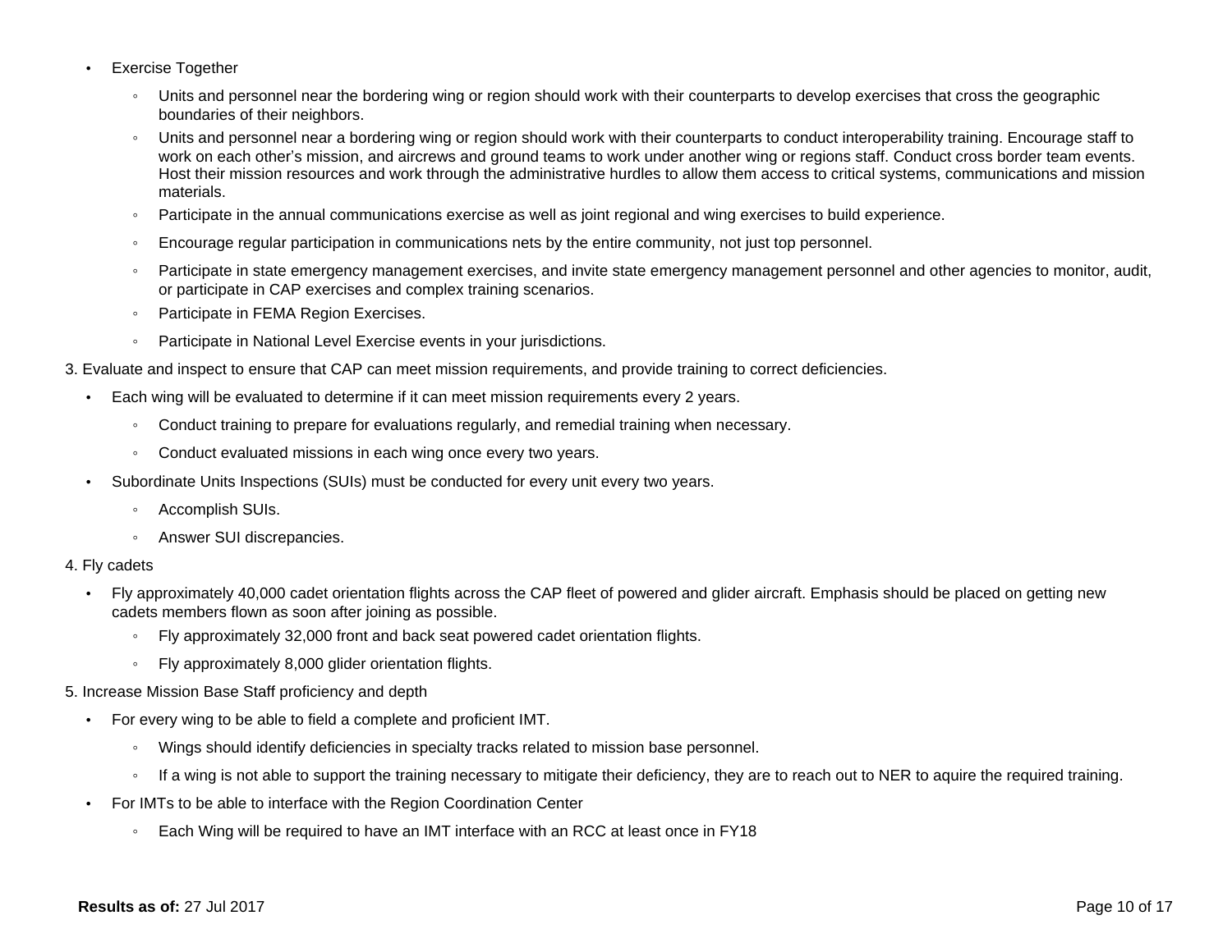- Exercise Together
    - Units and personnel near the bordering wing or region should work with their counterparts to develop exercises that cross the geographic boundaries of their neighbors.
    - Units and personnel near a bordering wing or region should work with their counterparts to conduct interoperability training. Encourage staff to work on each other's mission, and aircrews and ground teams to work under another wing or regions staff. Conduct cross border team events. Host their mission resources and work through the administrative hurdles to allow them access to critical systems, communications and mission materials.
    - Participate in the annual communications exercise as well as joint regional and wing exercises to build experience.
    - Encourage regular participation in communications nets by the entire community, not just top personnel.
    - Participate in state emergency management exercises, and invite state emergency management personnel and other agencies to monitor, audit, or participate in CAP exercises and complex training scenarios.
    - Participate in FEMA Region Exercises.
    - Participate in National Level Exercise events in your jurisdictions.

3. Evaluate and inspect to ensure that CAP can meet mission requirements, and provide training to correct deficiencies.
    - Each wing will be evaluated to determine if it can meet mission requirements every 2 years.
        - Conduct training to prepare for evaluations regularly, and remedial training when necessary.
        - Conduct evaluated missions in each wing once every two years.
    - Subordinate Units Inspections (SUIs) must be conducted for every unit every two years.
        - Accomplish SUIs.
        - Answer SUI discrepancies.

4. Fly cadets
    - Fly approximately 40,000 cadet orientation flights across the CAP fleet of powered and glider aircraft. Emphasis should be placed on getting new cadets members flown as soon after joining as possible.
        - Fly approximately 32,000 front and back seat powered cadet orientation flights.
        - Fly approximately 8,000 glider orientation flights.

5. Increase Mission Base Staff proficiency and depth
    - For every wing to be able to field a complete and proficient IMT.
        - Wings should identify deficiencies in specialty tracks related to mission base personnel.
        - If a wing is not able to support the training necessary to mitigate their deficiency, they are to reach out to NER to aquire the required training.
    - For IMTs to be able to interface with the Region Coordination Center
        - Each Wing will be required to have an IMT interface with an RCC at least once in FY18

**Results as of:** 27 Jul 2017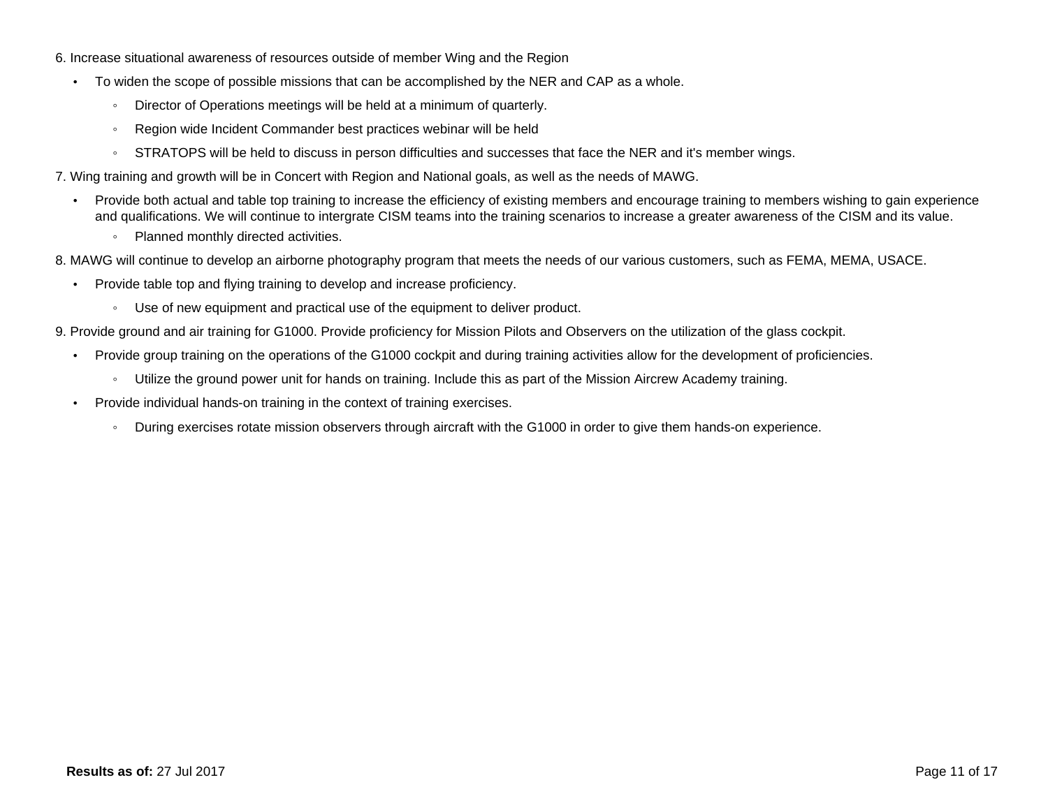6. Increase situational awareness of resources outside of member Wing and the Region

- To widen the scope of possible missions that can be accomplished by the NER and CAP as a whole.
    - Director of Operations meetings will be held at a minimum of quarterly.
    - Region wide Incident Commander best practices webinar will be held
    - STRATOPS will be held to discuss in person difficulties and successes that face the NER and it's member wings.

7. Wing training and growth will be in Concert with Region and National goals, as well as the needs of MAWG.

- Provide both actual and table top training to increase the efficiency of existing members and encourage training to members wishing to gain experience and qualifications. We will continue to intergrate CISM teams into the training scenarios to increase a greater awareness of the CISM and its value.
    - Planned monthly directed activities.

8. MAWG will continue to develop an airborne photography program that meets the needs of our various customers, such as FEMA, MEMA, USACE.

- Provide table top and flying training to develop and increase proficiency.
    - Use of new equipment and practical use of the equipment to deliver product.

9. Provide ground and air training for G1000. Provide proficiency for Mission Pilots and Observers on the utilization of the glass cockpit.

- Provide group training on the operations of the G1000 cockpit and during training activities allow for the development of proficiencies.
    - Utilize the ground power unit for hands on training. Include this as part of the Mission Aircrew Academy training.
- Provide individual hands-on training in the context of training exercises.
    - During exercises rotate mission observers through aircraft with the G1000 in order to give them hands-on experience.

**Results as of:** 27 Jul 2017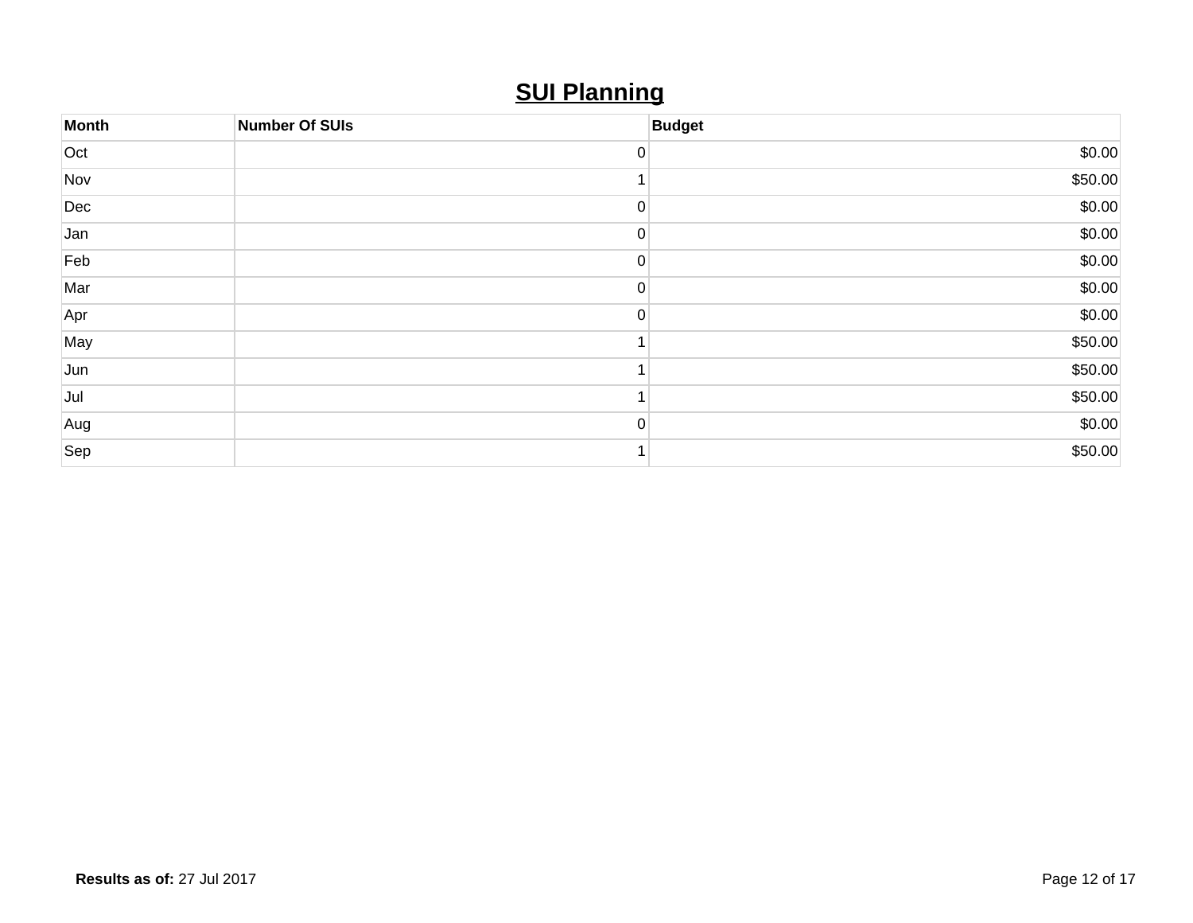# SUI Planning

| Month | Number Of SUIs | Budget |
|---|---|---|
| Oct | 0 | $0.00 |
| Nov | 1 | $50.00 |
| Dec | 0 | $0.00 |
| Jan | 0 | $0.00 |
| Feb | 0 | $0.00 |
| Mar | 0 | $0.00 |
| Apr | 0 | $0.00 |
| May | 1 | $50.00 |
| Jun | 1 | $50.00 |
| Jul | 1 | $50.00 |
| Aug | 0 | $0.00 |
| Sep | 1 | $50.00 |

**Results as of:** 27 Jul 2017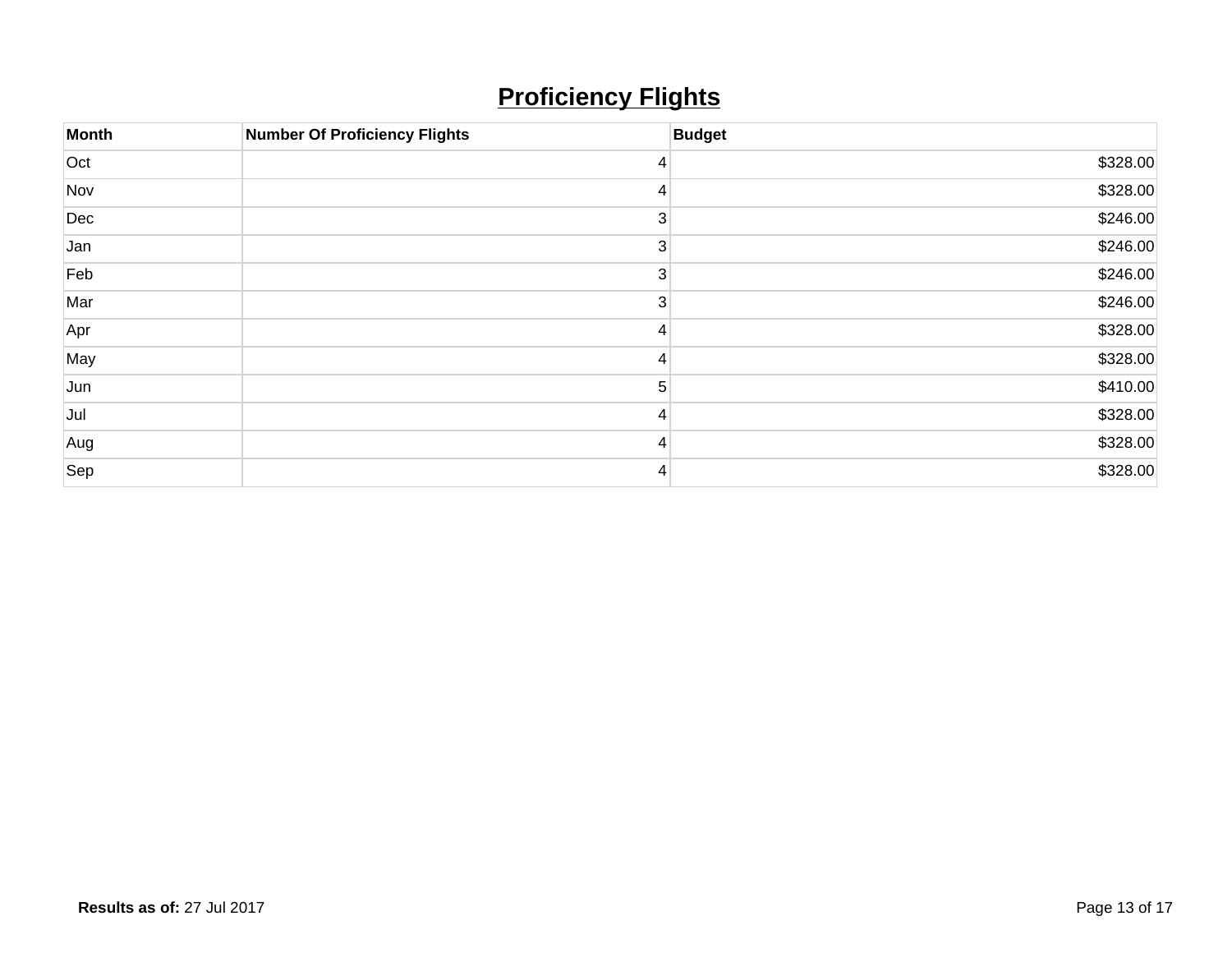# Proficiency Flights

| Month | Number Of Proficiency Flights | Budget |
|---|---:|---:|
| Oct | 4 | $328.00 |
| Nov | 4 | $328.00 |
| Dec | 3 | $246.00 |
| Jan | 3 | $246.00 |
| Feb | 3 | $246.00 |
| Mar | 3 | $246.00 |
| Apr | 4 | $328.00 |
| May | 4 | $328.00 |
| Jun | 5 | $410.00 |
| Jul | 4 | $328.00 |
| Aug | 4 | $328.00 |
| Sep | 4 | $328.00 |

**Results as of:** 27 Jul 2017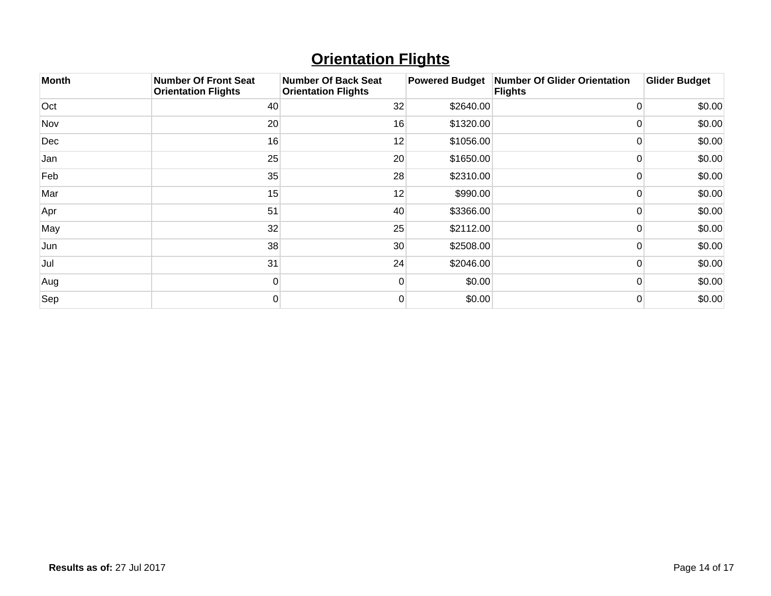## Orientation Flights

| Month | Number Of Front Seat Orientation Flights | Number Of Back Seat Orientation Flights | Powered Budget | Number Of Glider Orientation Flights | Glider Budget |
|---|---|---|---|---|---|
| Oct | 40 | 32 | $2640.00 | 0 | $0.00 |
| Nov | 20 | 16 | $1320.00 | 0 | $0.00 |
| Dec | 16 | 12 | $1056.00 | 0 | $0.00 |
| Jan | 25 | 20 | $1650.00 | 0 | $0.00 |
| Feb | 35 | 28 | $2310.00 | 0 | $0.00 |
| Mar | 15 | 12 | $990.00 | 0 | $0.00 |
| Apr | 51 | 40 | $3366.00 | 0 | $0.00 |
| May | 32 | 25 | $2112.00 | 0 | $0.00 |
| Jun | 38 | 30 | $2508.00 | 0 | $0.00 |
| Jul | 31 | 24 | $2046.00 | 0 | $0.00 |
| Aug | 0 | 0 | $0.00 | 0 | $0.00 |
| Sep | 0 | 0 | $0.00 | 0 | $0.00 |

**Results as of:** 27 Jul 2017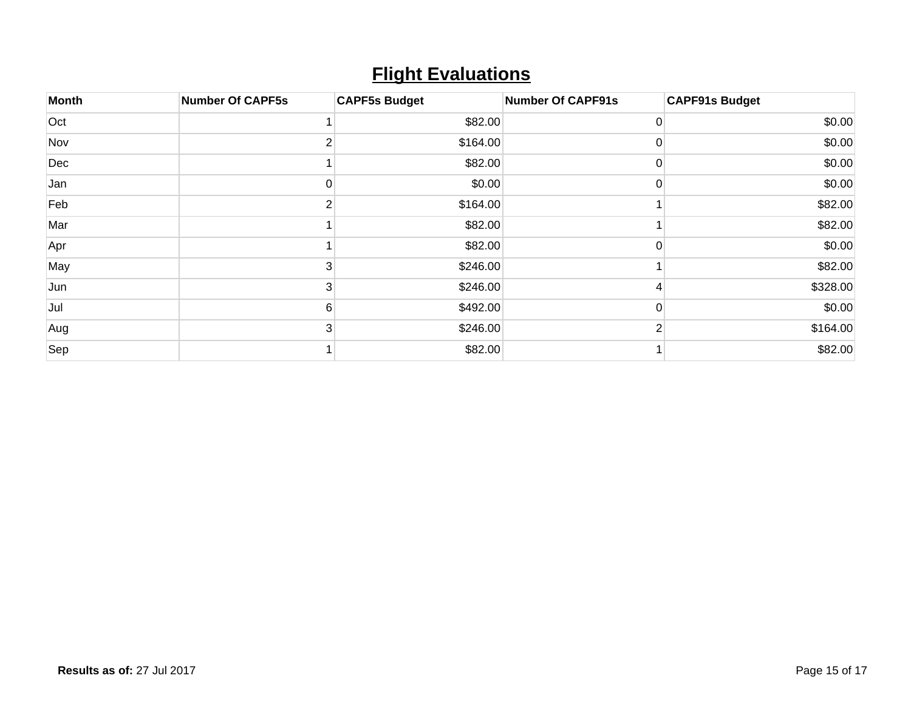# Flight Evaluations

| Month | Number Of CAPF5s | CAPF5s Budget | Number Of CAPF91s | CAPF91s Budget |
|---|---|---|---|---|
| Oct | 1 | $82.00 | 0 | $0.00 |
| Nov | 2 | $164.00 | 0 | $0.00 |
| Dec | 1 | $82.00 | 0 | $0.00 |
| Jan | 0 | $0.00 | 0 | $0.00 |
| Feb | 2 | $164.00 | 1 | $82.00 |
| Mar | 1 | $82.00 | 1 | $82.00 |
| Apr | 1 | $82.00 | 0 | $0.00 |
| May | 3 | $246.00 | 1 | $82.00 |
| Jun | 3 | $246.00 | 4 | $328.00 |
| Jul | 6 | $492.00 | 0 | $0.00 |
| Aug | 3 | $246.00 | 2 | $164.00 |
| Sep | 1 | $82.00 | 1 | $82.00 |

**Results as of:** 27 Jul 2017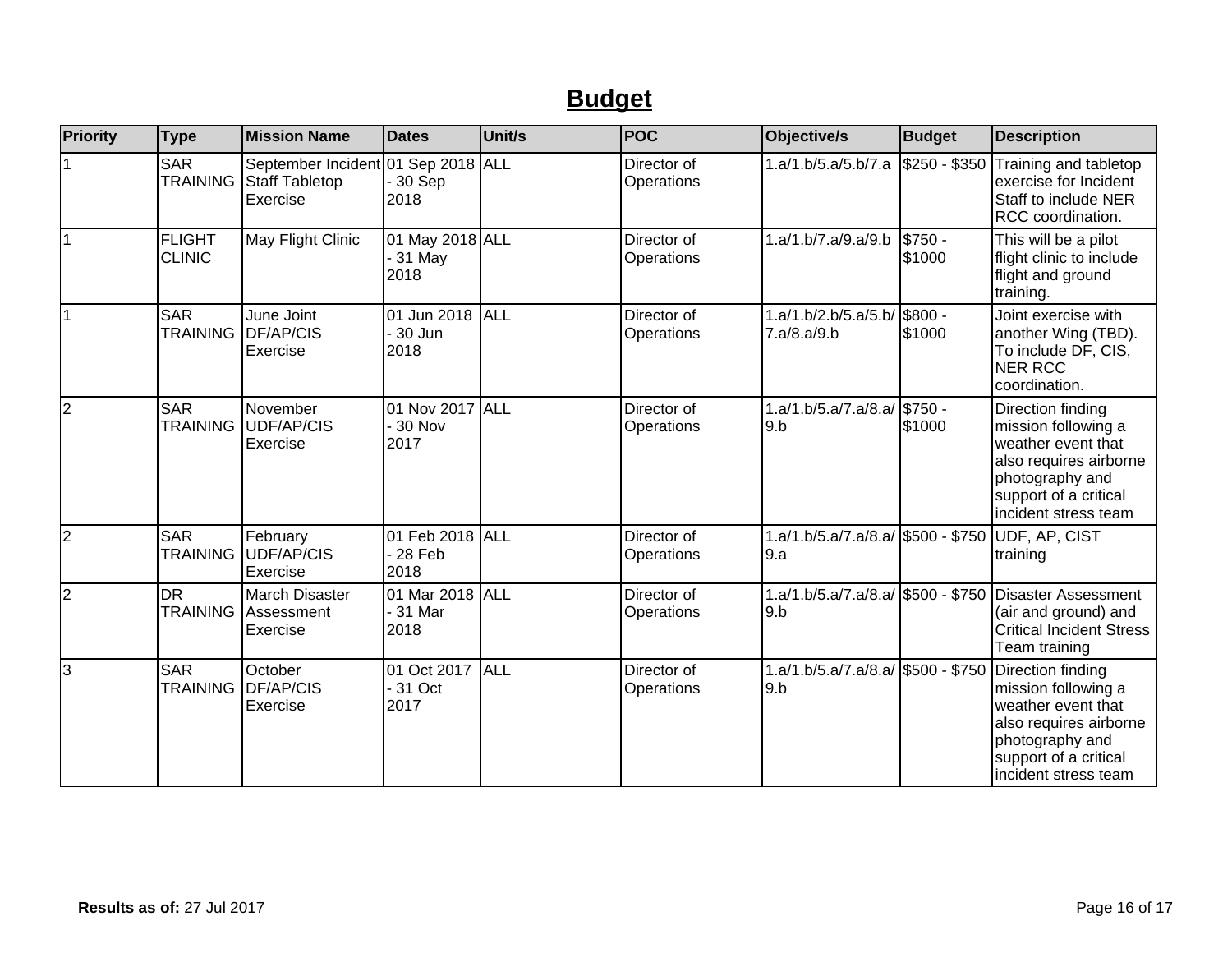# **Budget**

| Priority | Type | Mission Name | Dates | Unit/s | POC | Objective/s | Budget | Description |
|---|---|---|---|---|---|---|---|---|
| 1 | SAR TRAINING | September Incident Staff Tabletop Exercise | 01 Sep 2018 - 30 Sep 2018 | ALL | Director of Operations | 1.a/1.b/5.a/5.b/7.a | $250 - $350 | Training and tabletop exercise for Incident Staff to include NER RCC coordination. |
| 1 | FLIGHT CLINIC | May Flight Clinic | 01 May 2018 - 31 May 2018 | ALL | Director of Operations | 1.a/1.b/7.a/9.a/9.b | $750 - $1000 | This will be a pilot flight clinic to include flight and ground training. |
| 1 | SAR TRAINING | June Joint DF/AP/CIS Exercise | 01 Jun 2018 - 30 Jun 2018 | ALL | Director of Operations | 1.a/1.b/2.b/5.a/5.b/7.a/8.a/9.b | $800 - $1000 | Joint exercise with another Wing (TBD). To include DF, CIS, NER RCC coordination. |
| 2 | SAR TRAINING | November UDF/AP/CIS Exercise | 01 Nov 2017 - 30 Nov 2017 | ALL | Director of Operations | 1.a/1.b/5.a/7.a/8.a/9.b | $750 - $1000 | Direction finding mission following a weather event that also requires airborne photography and support of a critical incident stress team |
| 2 | SAR TRAINING | February UDF/AP/CIS Exercise | 01 Feb 2018 - 28 Feb 2018 | ALL | Director of Operations | 1.a/1.b/5.a/7.a/8.a/9.a | $500 - $750 | UDF, AP, CIST training |
| 2 | DR TRAINING | March Disaster Assessment Exercise | 01 Mar 2018 - 31 Mar 2018 | ALL | Director of Operations | 1.a/1.b/5.a/7.a/8.a/9.b | $500 - $750 | Disaster Assessment (air and ground) and Critical Incident Stress Team training |
| 3 | SAR TRAINING | October DF/AP/CIS Exercise | 01 Oct 2017 - 31 Oct 2017 | ALL | Director of Operations | 1.a/1.b/5.a/7.a/8.a/9.b | $500 - $750 | Direction finding mission following a weather event that also requires airborne photography and support of a critical incident stress team |

**Results as of:** 27 Jul 2017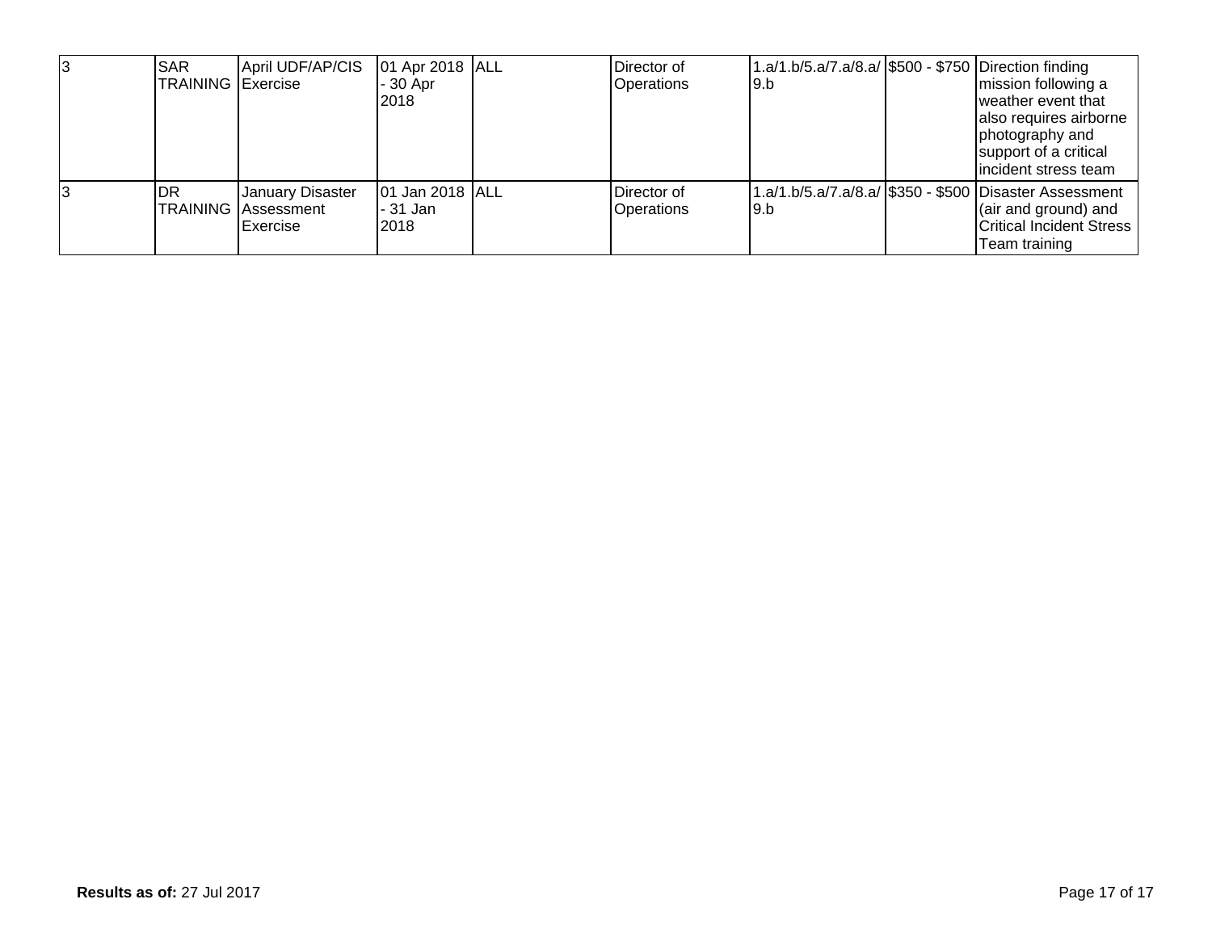| | | | | | | | | |
|---|---|---|---|---|---|---|---|---|
| 3 | SAR TRAINING | April UDF/AP/CIS Exercise | 01 Apr 2018 - 30 Apr 2018 | ALL | Director of Operations | 1.a/1.b/5.a/7.a/8.a/9.b | $500 - $750 | Direction finding mission following a weather event that also requires airborne photography and support of a critical incident stress team |
| 3 | DR TRAINING | January Disaster Assessment Exercise | 01 Jan 2018 - 31 Jan 2018 | ALL | Director of Operations | 1.a/1.b/5.a/7.a/8.a/9.b | $350 - $500 | Disaster Assessment (air and ground) and Critical Incident Stress Team training |

**Results as of:** 27 Jul 2017